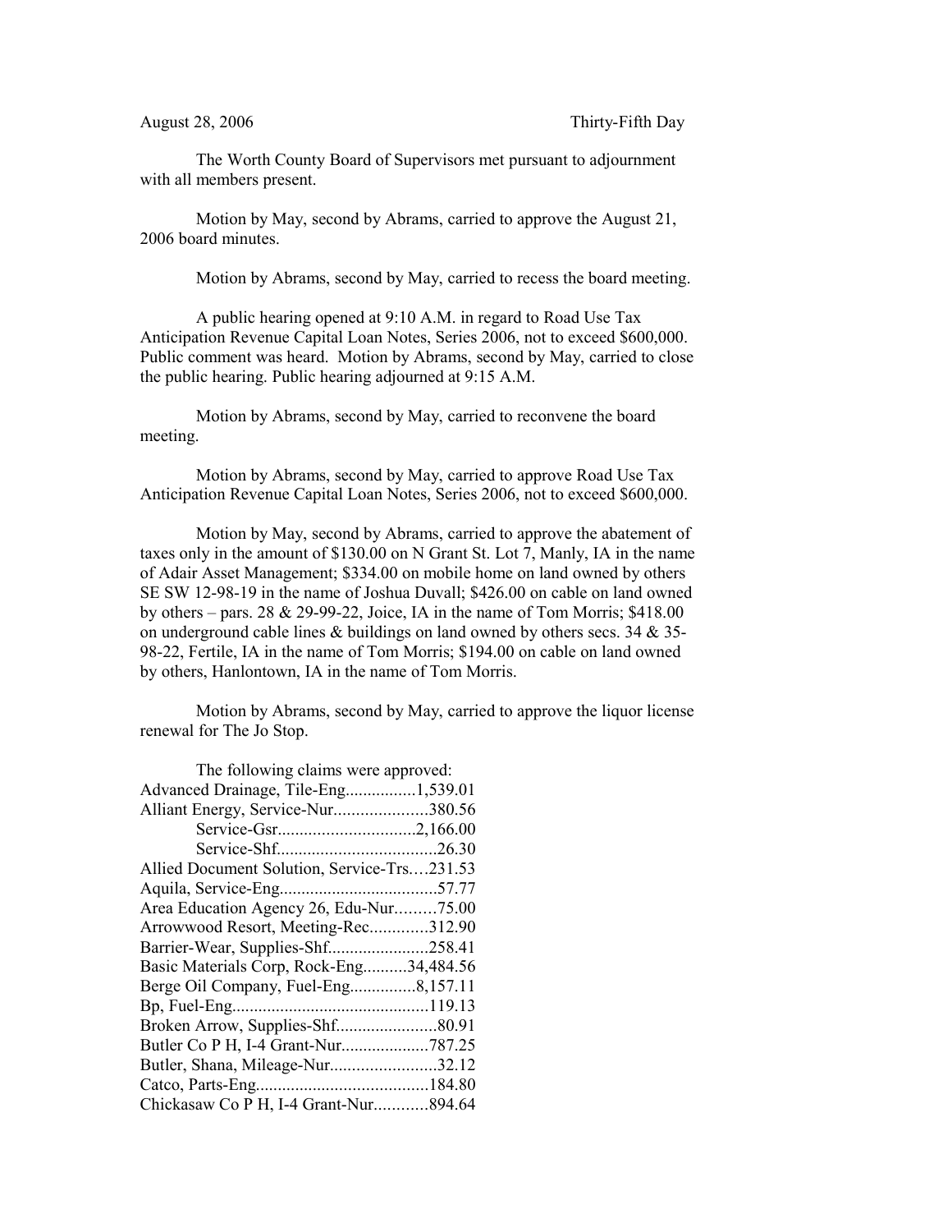August 28, 2006 Thirty-Fifth Day

The Worth County Board of Supervisors met pursuant to adjournment with all members present.

Motion by May, second by Abrams, carried to approve the August 21, 2006 board minutes.

Motion by Abrams, second by May, carried to recess the board meeting.

A public hearing opened at 9:10 A.M. in regard to Road Use Tax Anticipation Revenue Capital Loan Notes, Series 2006, not to exceed $600,000. Public comment was heard. Motion by Abrams, second by May, carried to close the public hearing. Public hearing adjourned at 9:15 A.M.

Motion by Abrams, second by May, carried to reconvene the board meeting.

Motion by Abrams, second by May, carried to approve Road Use Tax Anticipation Revenue Capital Loan Notes, Series 2006, not to exceed $600,000.

Motion by May, second by Abrams, carried to approve the abatement of taxes only in the amount of $130.00 on N Grant St. Lot 7, Manly, IA in the name of Adair Asset Management; $334.00 on mobile home on land owned by others SE SW 12-98-19 in the name of Joshua Duvall; $426.00 on cable on land owned by others – pars. 28 & 29-99-22, Joice, IA in the name of Tom Morris; $418.00 on underground cable lines & buildings on land owned by others secs. 34 & 35-98-22, Fertile, IA in the name of Tom Morris; $194.00 on cable on land owned by others, Hanlontown, IA in the name of Tom Morris.

Motion by Abrams, second by May, carried to approve the liquor license renewal for The Jo Stop.

The following claims were approved:

Advanced Drainage, Tile-Eng................1,539.01
Alliant Energy, Service-Nur.....................380.56
Service-Gsr..............................2,166.00
Service-Shf...................................26.30
Allied Document Solution, Service-Trs….231.53
Aquila, Service-Eng....................................57.77
Area Education Agency 26, Edu-Nur………75.00
Arrowwood Resort, Meeting-Rec.............312.90
Barrier-Wear, Supplies-Shf.......................258.41
Basic Materials Corp, Rock-Eng..........34,484.56
Berge Oil Company, Fuel-Eng...............8,157.11
Bp, Fuel-Eng............................................119.13
Broken Arrow, Supplies-Shf.......................80.91
Butler Co P H, I-4 Grant-Nur....................787.25
Butler, Shana, Mileage-Nur........................32.12
Catco, Parts-Eng.......................................184.80
Chickasaw Co P H, I-4 Grant-Nur............894.64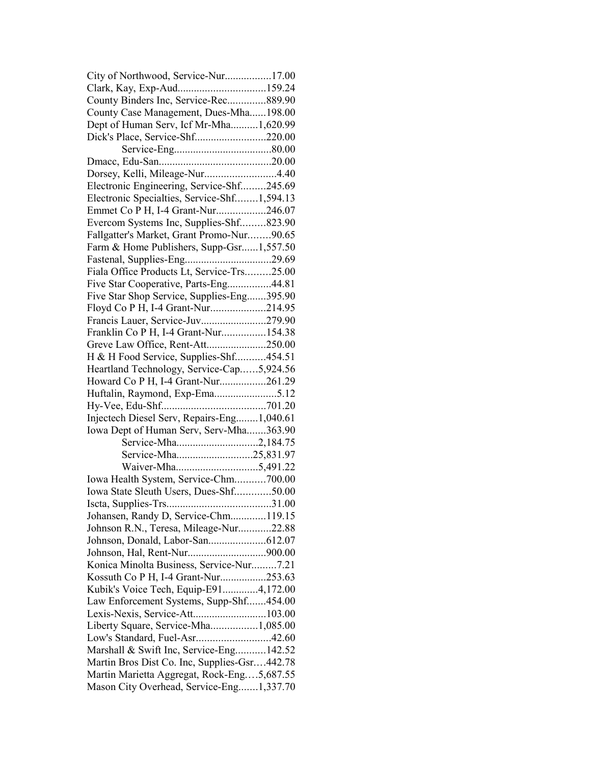City of Northwood, Service-Nur.................17.00
Clark, Kay, Exp-Aud................................159.24
County Binders Inc, Service-Rec..............889.90
County Case Management, Dues-Mha......198.00
Dept of Human Serv, Icf Mr-Mha..........1,620.99
Dick's Place, Service-Shf..........................220.00
Service-Eng....................................80.00
Dmacc, Edu-San.........................................20.00
Dorsey, Kelli, Mileage-Nur..........................4.40
Electronic Engineering, Service-Shf.........245.69
Electronic Specialties, Service-Shf........1,594.13
Emmet Co P H, I-4 Grant-Nur.................246.07
Evercom Systems Inc, Supplies-Shf.........823.90
Fallgatter's Market, Grant Promo-Nur........90.65
Farm & Home Publishers, Supp-Gsr......1,557.50
Fastenal, Supplies-Eng................................29.69
Fiala Office Products Lt, Service-Trs.........25.00
Five Star Cooperative, Parts-Eng................44.81
Five Star Shop Service, Supplies-Eng.......395.90
Floyd Co P H, I-4 Grant-Nur....................214.95
Francis Lauer, Service-Juv........................279.90
Franklin Co P H, I-4 Grant-Nur................154.38
Greve Law Office, Rent-Att......................250.00
H & H Food Service, Supplies-Shf...........454.51
Heartland Technology, Service-Cap......5,924.56
Howard Co P H, I-4 Grant-Nur.................261.29
Huftalin, Raymond, Exp-Ema.......................5.12
Hy-Vee, Edu-Shf......................................701.20
Injectech Diesel Serv, Repairs-Eng........1,040.61
Iowa Dept of Human Serv, Serv-Mha.......363.90
Service-Mha.............................2,184.75
Service-Mha...........................25,831.97
Waiver-Mha.............................5,491.22
Iowa Health System, Service-Chm...........700.00
Iowa State Sleuth Users, Dues-Shf.............50.00
Iscta, Supplies-Trs......................................31.00
Johansen, Randy D, Service-Chm.............119.15
Johnson R.N., Teresa, Mileage-Nur............22.88
Johnson, Donald, Labor-San.....................612.07
Johnson, Hal, Rent-Nur............................900.00
Konica Minolta Business, Service-Nur.........7.21
Kossuth Co P H, I-4 Grant-Nur.................253.63
Kubik's Voice Tech, Equip-E91.............4,172.00
Law Enforcement Systems, Supp-Shf.......454.00
Lexis-Nexis, Service-Att...........................103.00
Liberty Square, Service-Mha.................1,085.00
Low's Standard, Fuel-Asr...........................42.60
Marshall & Swift Inc, Service-Eng...........142.52
Martin Bros Dist Co. Inc, Supplies-Gsr....442.78
Martin Marietta Aggregat, Rock-Eng....5,687.55
Mason City Overhead, Service-Eng.......1,337.70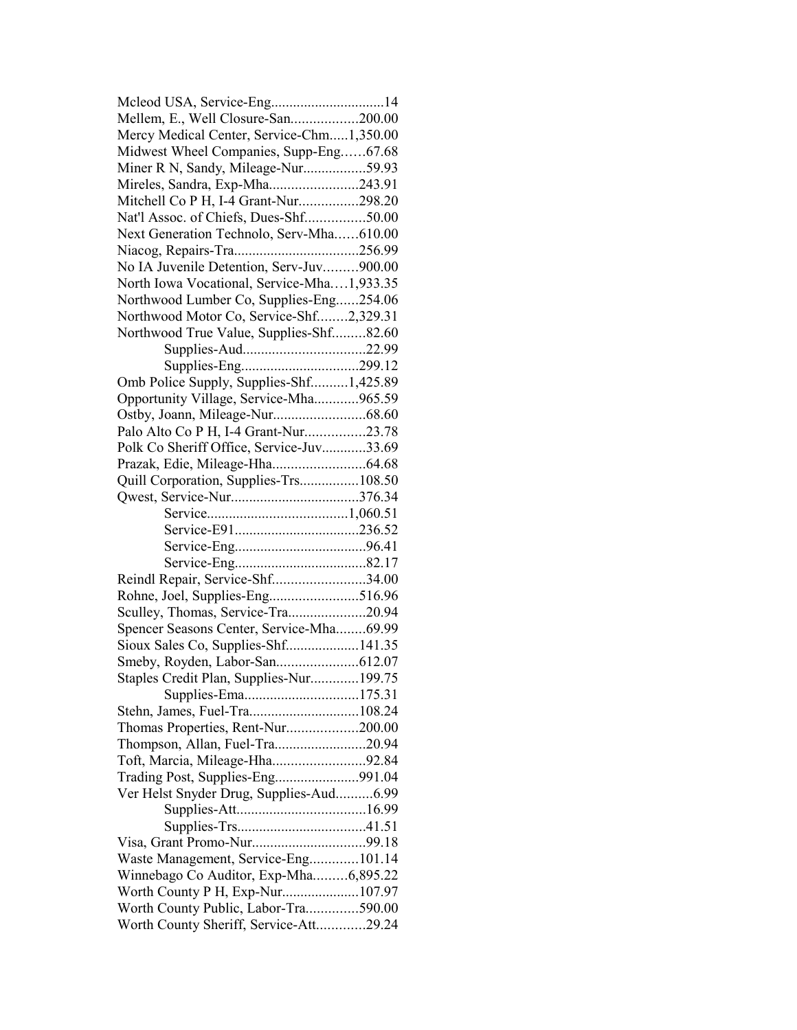Mcleod USA, Service-Eng..............................14
Mellem, E., Well Closure-San..................200.00
Mercy Medical Center, Service-Chm.....1,350.00
Midwest Wheel Companies, Supp-Eng……67.68
Miner R N, Sandy, Mileage-Nur.................59.93
Mireles, Sandra, Exp-Mha........................243.91
Mitchell Co P H, I-4 Grant-Nur................298.20
Nat'l Assoc. of Chiefs, Dues-Shf................50.00
Next Generation Technolo, Serv-Mha……610.00
Niacog, Repairs-Tra..................................256.99
No IA Juvenile Detention, Serv-Juv………900.00
North Iowa Vocational, Service-Mha….1,933.35
Northwood Lumber Co, Supplies-Eng......254.06
Northwood Motor Co, Service-Shf........2,329.31
Northwood True Value, Supplies-Shf.........82.60
Supplies-Aud.................................22.99
Supplies-Eng...............................299.12
Omb Police Supply, Supplies-Shf..........1,425.89
Opportunity Village, Service-Mha............965.59
Ostby, Joann, Mileage-Nur.........................68.60
Palo Alto Co P H, I-4 Grant-Nur................23.78
Polk Co Sheriff Office, Service-Juv............33.69
Prazak, Edie, Mileage-Hha.........................64.68
Quill Corporation, Supplies-Trs................108.50
Qwest, Service-Nur..................................376.34
Service.....................................1,060.51
Service-E91.................................236.52
Service-Eng...................................96.41
Service-Eng...................................82.17
Reindl Repair, Service-Shf.........................34.00
Rohne, Joel, Supplies-Eng........................516.96
Sculley, Thomas, Service-Tra.....................20.94
Spencer Seasons Center, Service-Mha........69.99
Sioux Sales Co, Supplies-Shf....................141.35
Smeby, Royden, Labor-San......................612.07
Staples Credit Plan, Supplies-Nur.............199.75
Supplies-Ema...............................175.31
Stehn, James, Fuel-Tra.............................108.24
Thomas Properties, Rent-Nur...................200.00
Thompson, Allan, Fuel-Tra.........................20.94
Toft, Marcia, Mileage-Hha.........................92.84
Trading Post, Supplies-Eng.......................991.04
Ver Helst Snyder Drug, Supplies-Aud..........6.99
Supplies-Att...................................16.99
Supplies-Trs...................................41.51
Visa, Grant Promo-Nur..............................99.18
Waste Management, Service-Eng.............101.14
Winnebago Co Auditor, Exp-Mha.........6,895.22
Worth County P H, Exp-Nur.....................107.97
Worth County Public, Labor-Tra..............590.00
Worth County Sheriff, Service-Att.............29.24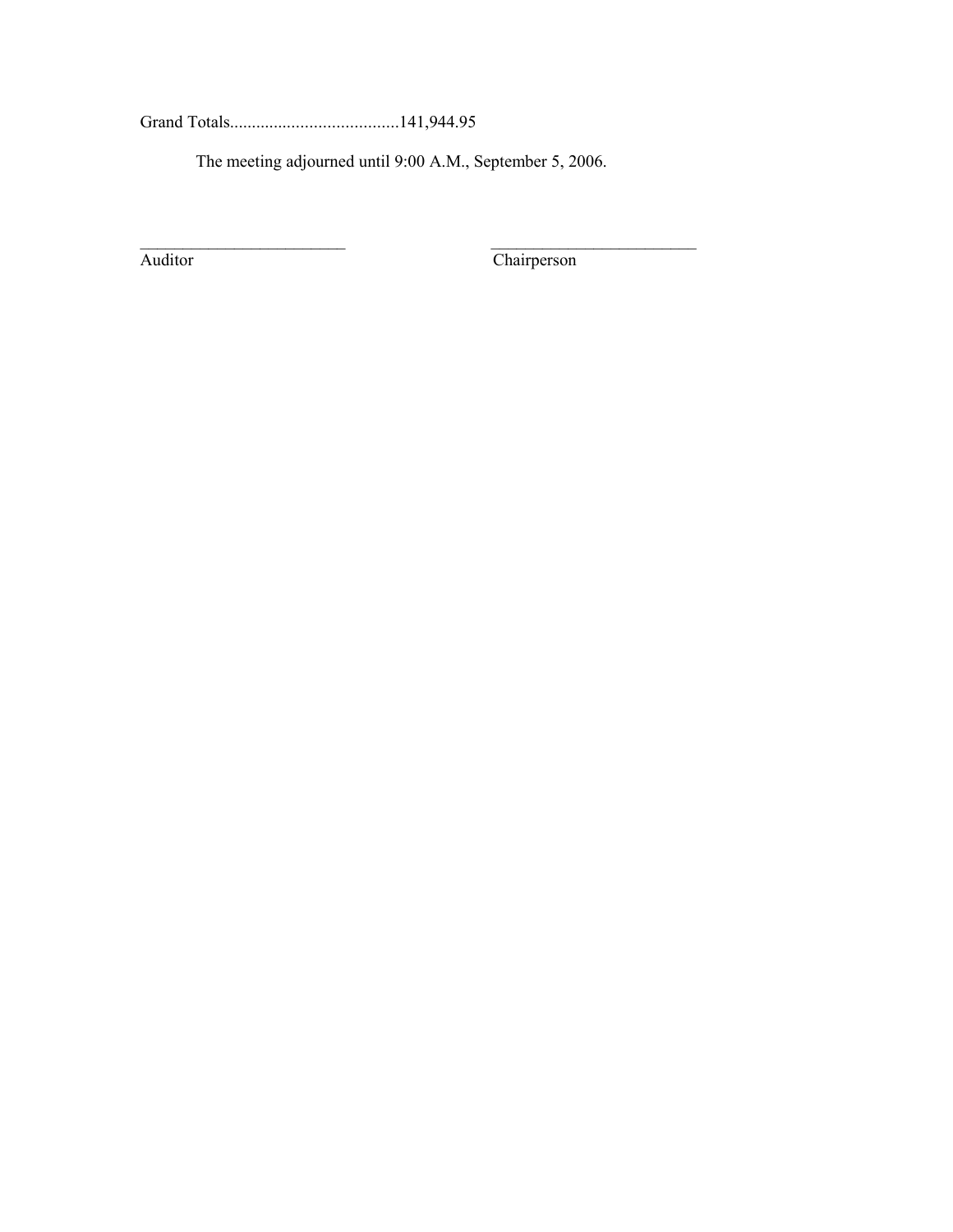Grand Totals......................................141,944.95

The meeting adjourned until 9:00 A.M., September 5, 2006.

________________________ ________________________

Auditor Chairperson